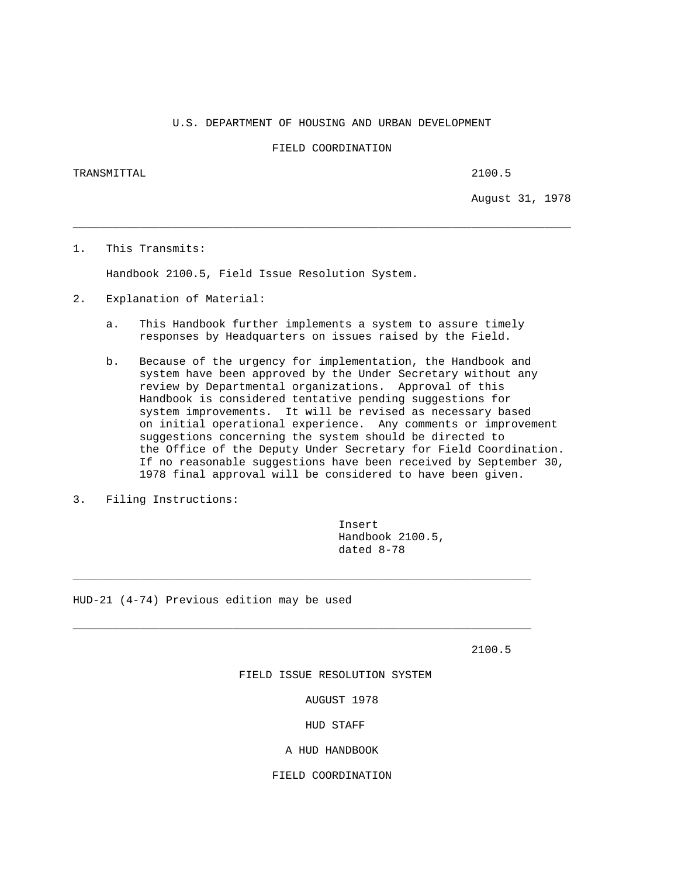U.S. DEPARTMENT OF HOUSING AND URBAN DEVELOPMENT

FIELD COORDINATION

TRANSMITTAL 2100.5

August 31, 1978

---

1. This Transmits:

   Handbook 2100.5, Field Issue Resolution System.

2. Explanation of Material:

   a. This Handbook further implements a system to assure timely responses by Headquarters on issues raised by the Field.

   b. Because of the urgency for implementation, the Handbook and system have been approved by the Under Secretary without any review by Departmental organizations. Approval of this Handbook is considered tentative pending suggestions for system improvements. It will be revised as necessary based on initial operational experience. Any comments or improvement suggestions concerning the system should be directed to the Office of the Deputy Under Secretary for Field Coordination. If no reasonable suggestions have been received by September 30, 1978 final approval will be considered to have been given.

3. Filing Instructions:

   Insert
   Handbook 2100.5,
   dated 8-78

---

HUD-21 (4-74) Previous edition may be used

---

2100.5

FIELD ISSUE RESOLUTION SYSTEM

AUGUST 1978

HUD STAFF

A HUD HANDBOOK

FIELD COORDINATION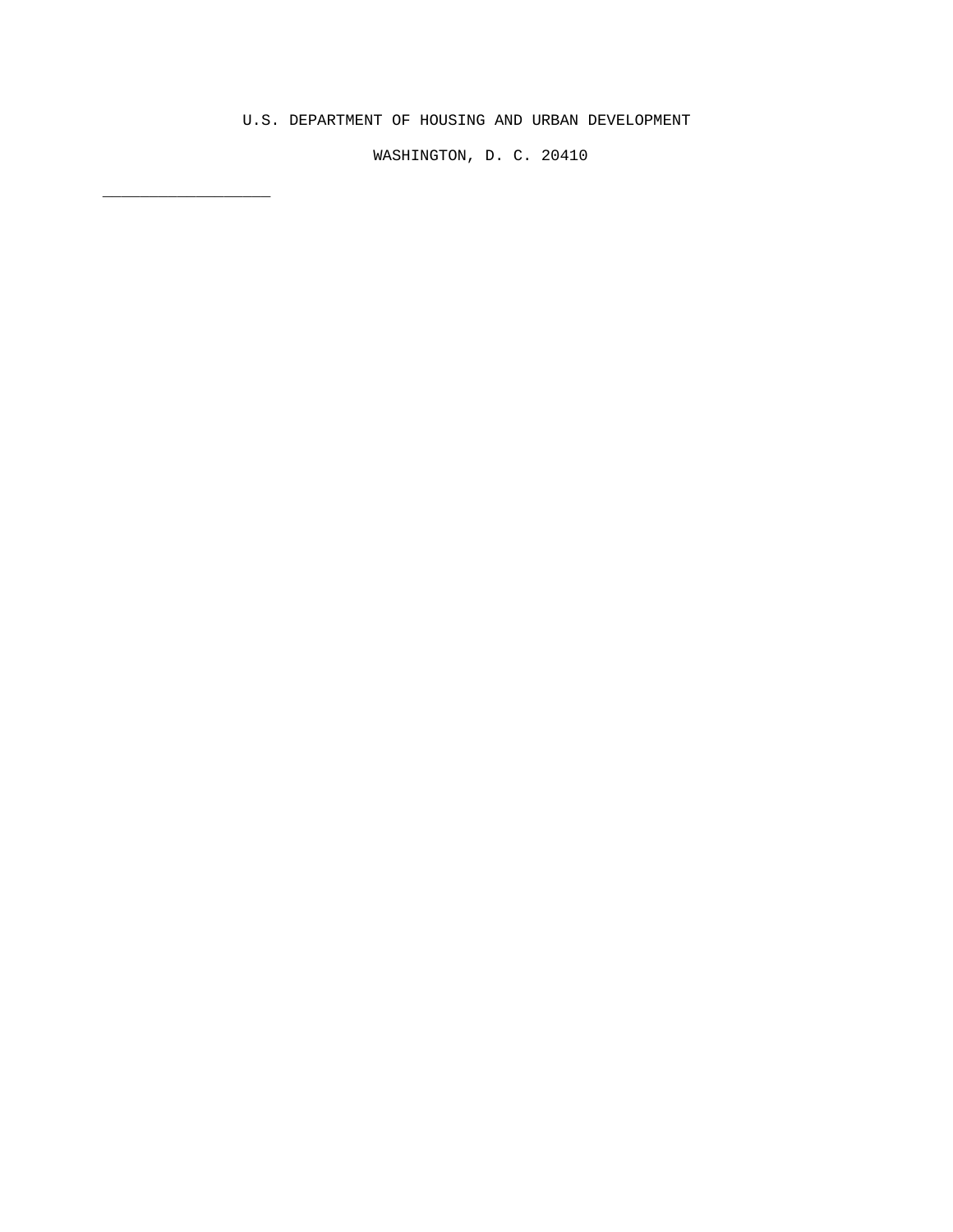U.S. DEPARTMENT OF HOUSING AND URBAN DEVELOPMENT

WASHINGTON, D. C. 20410

___________________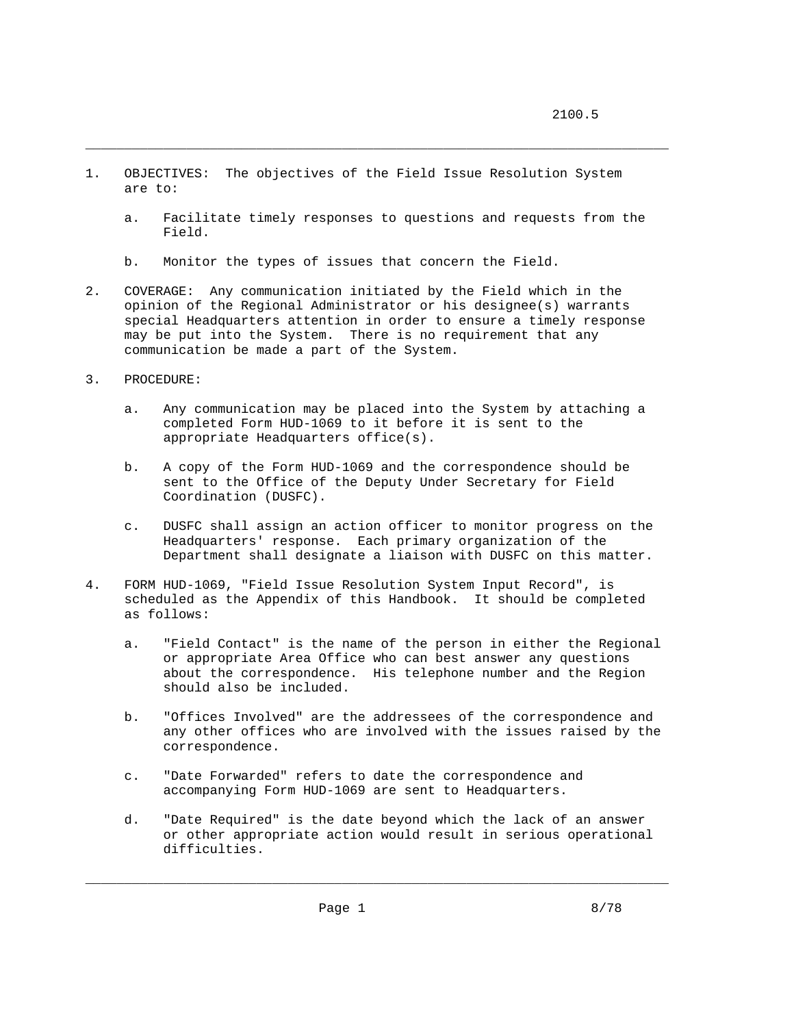1. OBJECTIVES: The objectives of the Field Issue Resolution System are to:

   a. Facilitate timely responses to questions and requests from the Field.

   b. Monitor the types of issues that concern the Field.

2. COVERAGE: Any communication initiated by the Field which in the opinion of the Regional Administrator or his designee(s) warrants special Headquarters attention in order to ensure a timely response may be put into the System. There is no requirement that any communication be made a part of the System.

3. PROCEDURE:

   a. Any communication may be placed into the System by attaching a completed Form HUD-1069 to it before it is sent to the appropriate Headquarters office(s).

   b. A copy of the Form HUD-1069 and the correspondence should be sent to the Office of the Deputy Under Secretary for Field Coordination (DUSFC).

   c. DUSFC shall assign an action officer to monitor progress on the Headquarters' response. Each primary organization of the Department shall designate a liaison with DUSFC on this matter.

4. FORM HUD-1069, "Field Issue Resolution System Input Record", is scheduled as the Appendix of this Handbook. It should be completed as follows:

   a. "Field Contact" is the name of the person in either the Regional or appropriate Area Office who can best answer any questions about the correspondence. His telephone number and the Region should also be included.

   b. "Offices Involved" are the addressees of the correspondence and any other offices who are involved with the issues raised by the correspondence.

   c. "Date Forwarded" refers to date the correspondence and accompanying Form HUD-1069 are sent to Headquarters.

   d. "Date Required" is the date beyond which the lack of an answer or other appropriate action would result in serious operational difficulties.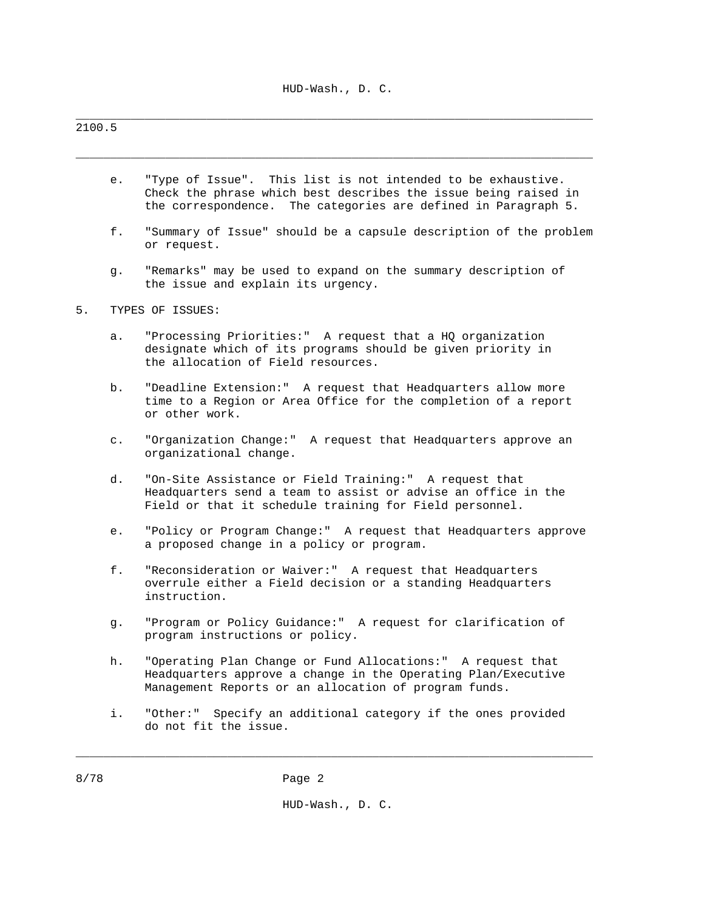e. "Type of Issue". This list is not intended to be exhaustive. Check the phrase which best describes the issue being raised in the correspondence. The categories are defined in Paragraph 5.

f. "Summary of Issue" should be a capsule description of the problem or request.

g. "Remarks" may be used to expand on the summary description of the issue and explain its urgency.

5. TYPES OF ISSUES:

a. "Processing Priorities:" A request that a HQ organization designate which of its programs should be given priority in the allocation of Field resources.

b. "Deadline Extension:" A request that Headquarters allow more time to a Region or Area Office for the completion of a report or other work.

c. "Organization Change:" A request that Headquarters approve an organizational change.

d. "On-Site Assistance or Field Training:" A request that Headquarters send a team to assist or advise an office in the Field or that it schedule training for Field personnel.

e. "Policy or Program Change:" A request that Headquarters approve a proposed change in a policy or program.

f. "Reconsideration or Waiver:" A request that Headquarters overrule either a Field decision or a standing Headquarters instruction.

g. "Program or Policy Guidance:" A request for clarification of program instructions or policy.

h. "Operating Plan Change or Fund Allocations:" A request that Headquarters approve a change in the Operating Plan/Executive Management Reports or an allocation of program funds.

i. "Other:" Specify an additional category if the ones provided do not fit the issue.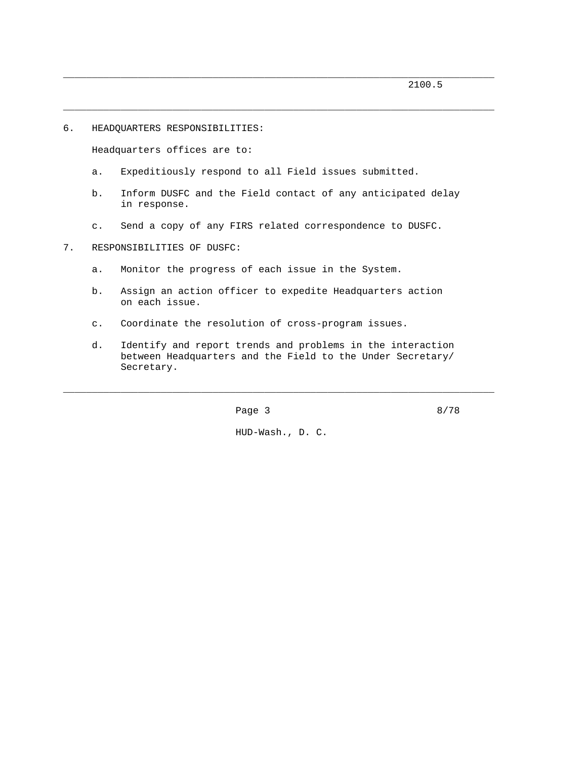6. HEADQUARTERS RESPONSIBILITIES:

Headquarters offices are to:

a. Expeditiously respond to all Field issues submitted.

b. Inform DUSFC and the Field contact of any anticipated delay in response.

c. Send a copy of any FIRS related correspondence to DUSFC.

7. RESPONSIBILITIES OF DUSFC:

a. Monitor the progress of each issue in the System.

b. Assign an action officer to expedite Headquarters action on each issue.

c. Coordinate the resolution of cross-program issues.

d. Identify and report trends and problems in the interaction between Headquarters and the Field to the Under Secretary/ Secretary.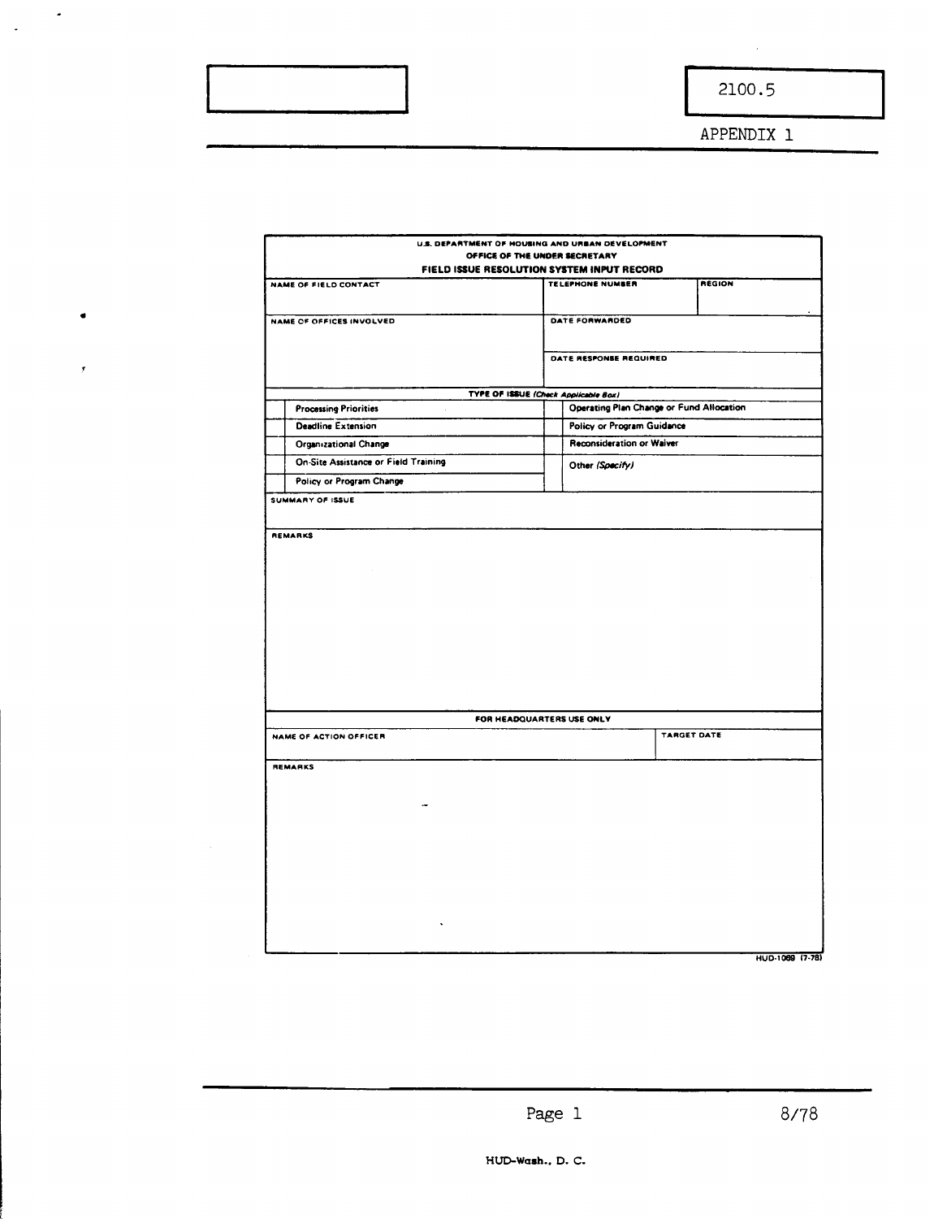2100.5

APPENDIX 1

**U.S. DEPARTMENT OF HOUSING AND URBAN DEVELOPMENT**
**OFFICE OF THE UNDER SECRETARY**
**FIELD ISSUE RESOLUTION SYSTEM INPUT RECORD**

| | | |
|---|---|---|
| NAME OF FIELD CONTACT | TELEPHONE NUMBER | REGION |
| NAME OF OFFICES INVOLVED | DATE FORWARDED | |
| | DATE RESPONSE REQUIRED | |

**TYPE OF ISSUE** *(Check Applicable Box)*

| | | | |
|---|---|---|---|
| | Processing Priorities | | Operating Plan Change or Fund Allocation |
| | Deadline Extension | | Policy or Program Guidance |
| | Organizational Change | | Reconsideration or Waiver |
| | On-Site Assistance or Field Training | | Other *(Specify)* |
| | Policy or Program Change | | |

SUMMARY OF ISSUE

REMARKS

**FOR HEADQUARTERS USE ONLY**

| | |
|---|---|
| NAME OF ACTION OFFICER | TARGET DATE |

REMARKS

HUD-1069 (7-78)

8/78

HUD-Wash., D. C.